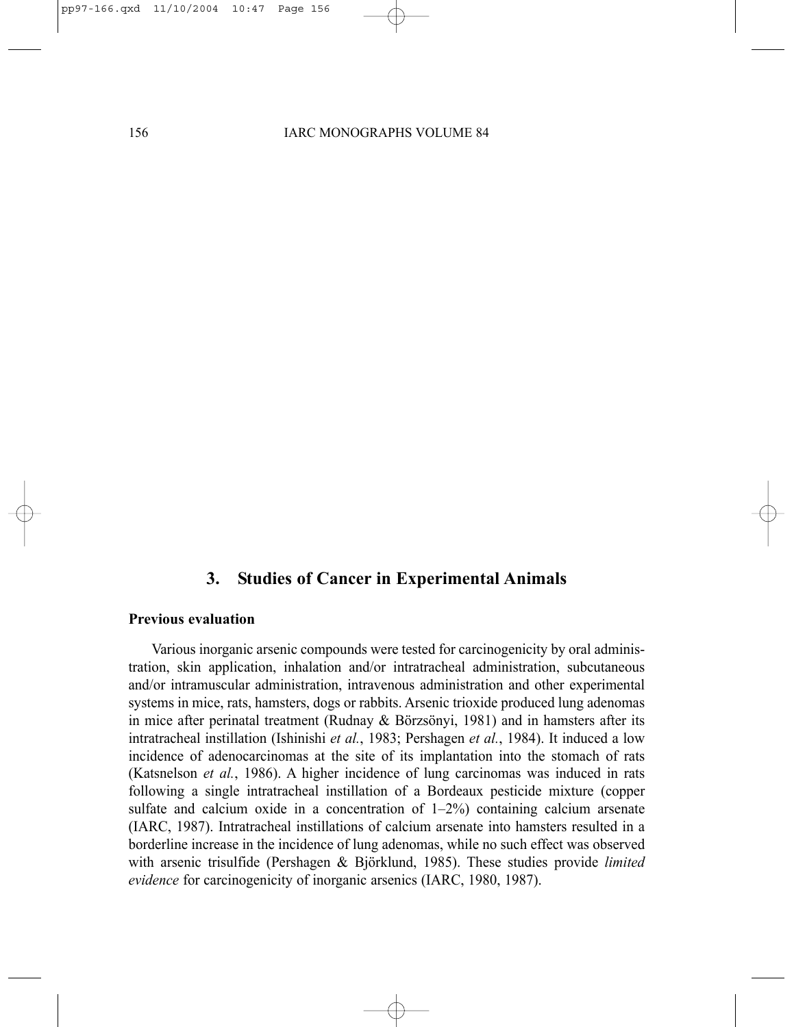## 3. Studies of Cancer in Experimental Animals

### Previous evaluation

Various inorganic arsenic compounds were tested for carcinogenicity by oral administration, skin application, inhalation and/or intratracheal administration, subcutaneous and/or intramuscular administration, intravenous administration and other experimental systems in mice, rats, hamsters, dogs or rabbits. Arsenic trioxide produced lung adenomas in mice after perinatal treatment (Rudnay & Börzsönyi, 1981) and in hamsters after its intratracheal instillation (Ishinishi *et al.*, 1983; Pershagen *et al.*, 1984). It induced a low incidence of adenocarcinomas at the site of its implantation into the stomach of rats (Katsnelson *et al.*, 1986). A higher incidence of lung carcinomas was induced in rats following a single intratracheal instillation of a Bordeaux pesticide mixture (copper sulfate and calcium oxide in a concentration of 1–2%) containing calcium arsenate (IARC, 1987). Intratracheal instillations of calcium arsenate into hamsters resulted in a borderline increase in the incidence of lung adenomas, while no such effect was observed with arsenic trisulfide (Pershagen & Björklund, 1985). These studies provide *limited evidence* for carcinogenicity of inorganic arsenics (IARC, 1980, 1987).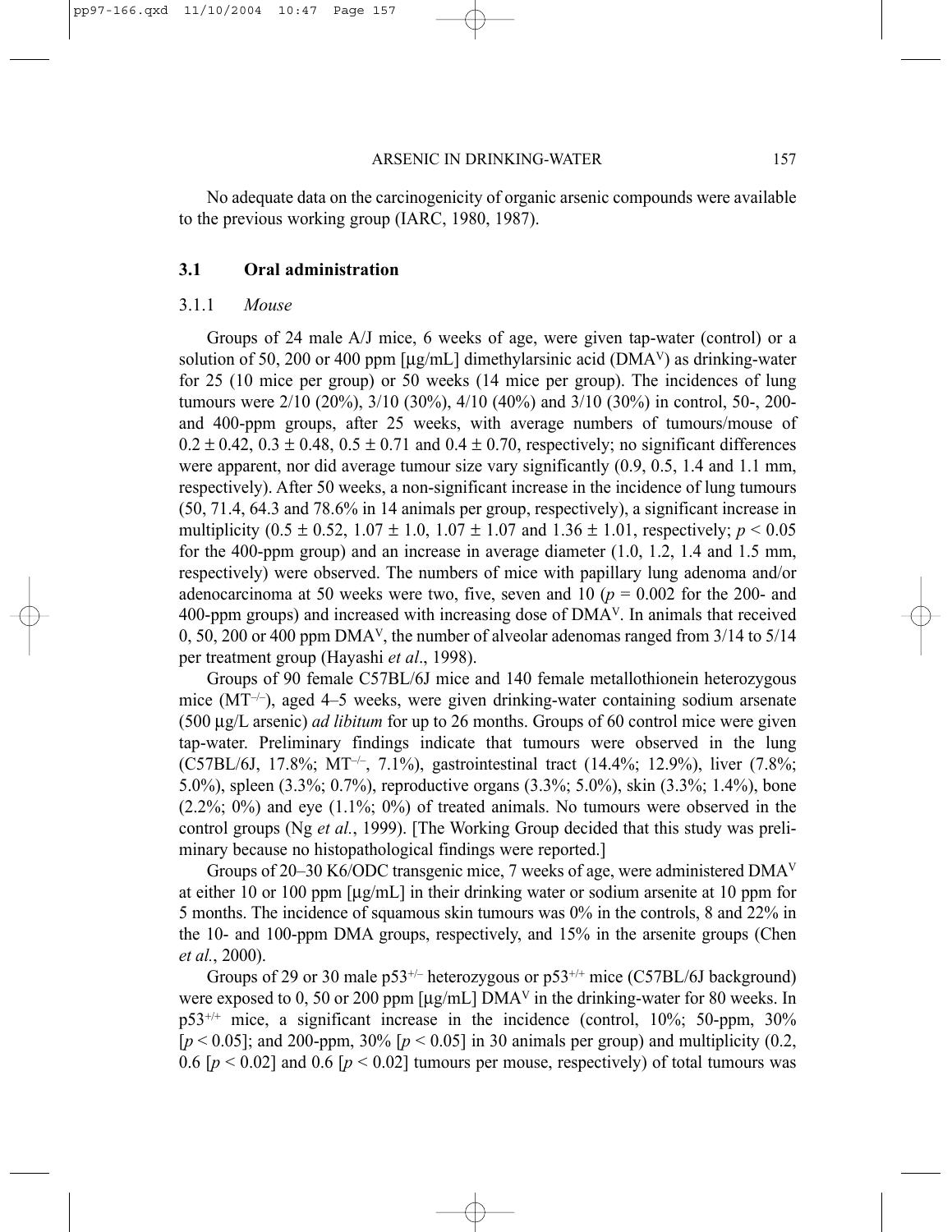No adequate data on the carcinogenicity of organic arsenic compounds were available to the previous working group (IARC, 1980, 1987).

## 3.1 Oral administration

### 3.1.1 *Mouse*

Groups of 24 male A/J mice, 6 weeks of age, were given tap-water (control) or a solution of 50, 200 or 400 ppm [μg/mL] dimethylarsinic acid ($DMA^V$) as drinking-water for 25 (10 mice per group) or 50 weeks (14 mice per group). The incidences of lung tumours were 2/10 (20%), 3/10 (30%), 4/10 (40%) and 3/10 (30%) in control, 50-, 200- and 400-ppm groups, after 25 weeks, with average numbers of tumours/mouse of $0.2 \pm 0.42$, $0.3 \pm 0.48$, $0.5 \pm 0.71$ and $0.4 \pm 0.70$, respectively; no significant differences were apparent, nor did average tumour size vary significantly (0.9, 0.5, 1.4 and 1.1 mm, respectively). After 50 weeks, a non-significant increase in the incidence of lung tumours (50, 71.4, 64.3 and 78.6% in 14 animals per group, respectively), a significant increase in multiplicity ($0.5 \pm 0.52$, $1.07 \pm 1.0$, $1.07 \pm 1.07$ and $1.36 \pm 1.01$, respectively; $p < 0.05$ for the 400-ppm group) and an increase in average diameter (1.0, 1.2, 1.4 and 1.5 mm, respectively) were observed. The numbers of mice with papillary lung adenoma and/or adenocarcinoma at 50 weeks were two, five, seven and 10 ($p = 0.002$ for the 200- and 400-ppm groups) and increased with increasing dose of $DMA^V$. In animals that received 0, 50, 200 or 400 ppm $DMA^V$, the number of alveolar adenomas ranged from 3/14 to 5/14 per treatment group (Hayashi *et al*., 1998).

Groups of 90 female C57BL/6J mice and 140 female metallothionein heterozygous mice ($MT^{-/-}$), aged 4–5 weeks, were given drinking-water containing sodium arsenate (500 μg/L arsenic) *ad libitum* for up to 26 months. Groups of 60 control mice were given tap-water. Preliminary findings indicate that tumours were observed in the lung (C57BL/6J, 17.8%; $MT^{-/-}$, 7.1%), gastrointestinal tract (14.4%; 12.9%), liver (7.8%; 5.0%), spleen (3.3%; 0.7%), reproductive organs (3.3%; 5.0%), skin (3.3%; 1.4%), bone (2.2%; 0%) and eye (1.1%; 0%) of treated animals. No tumours were observed in the control groups (Ng *et al.*, 1999). [The Working Group decided that this study was preliminary because no histopathological findings were reported.]

Groups of 20–30 K6/ODC transgenic mice, 7 weeks of age, were administered $DMA^V$ at either 10 or 100 ppm [μg/mL] in their drinking water or sodium arsenite at 10 ppm for 5 months. The incidence of squamous skin tumours was 0% in the controls, 8 and 22% in the 10- and 100-ppm DMA groups, respectively, and 15% in the arsenite groups (Chen *et al.*, 2000).

Groups of 29 or 30 male $p53^{+/-}$ heterozygous or $p53^{+/+}$ mice (C57BL/6J background) were exposed to 0, 50 or 200 ppm [μg/mL] $DMA^V$ in the drinking-water for 80 weeks. In $p53^{+/+}$ mice, a significant increase in the incidence (control, 10%; 50-ppm, 30% [$p < 0.05$]; and 200-ppm, 30% [$p < 0.05$] in 30 animals per group) and multiplicity (0.2, 0.6 [$p < 0.02$] and 0.6 [$p < 0.02$] tumours per mouse, respectively) of total tumours was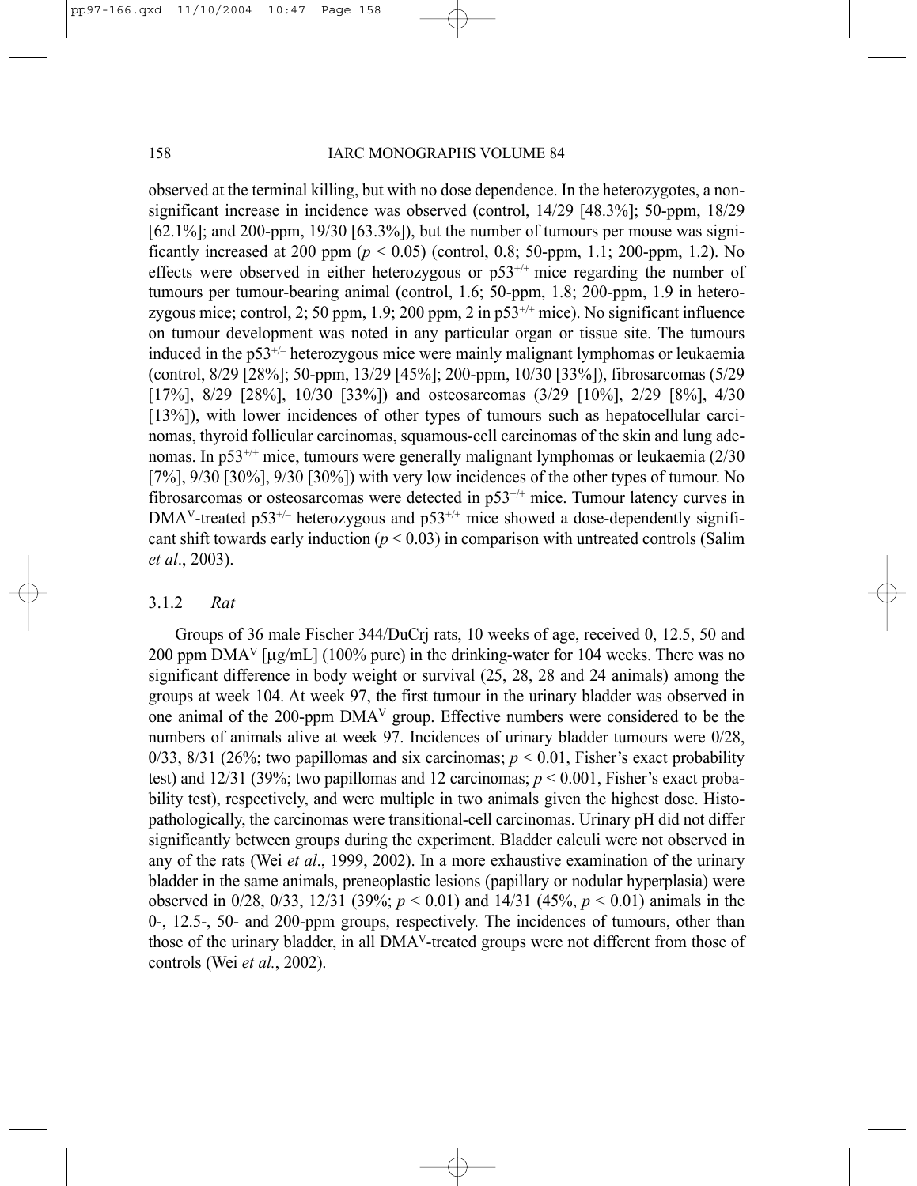observed at the terminal killing, but with no dose dependence. In the heterozygotes, a non-significant increase in incidence was observed (control, 14/29 [48.3%]; 50-ppm, 18/29 [62.1%]; and 200-ppm, 19/30 [63.3%]), but the number of tumours per mouse was significantly increased at 200 ppm ($p < 0.05$) (control, 0.8; 50-ppm, 1.1; 200-ppm, 1.2). No effects were observed in either heterozygous or $p53^{+/+}$ mice regarding the number of tumours per tumour-bearing animal (control, 1.6; 50-ppm, 1.8; 200-ppm, 1.9 in heterozygous mice; control, 2; 50 ppm, 1.9; 200 ppm, 2 in $p53^{+/+}$ mice). No significant influence on tumour development was noted in any particular organ or tissue site. The tumours induced in the $p53^{+/-}$ heterozygous mice were mainly malignant lymphomas or leukaemia (control, 8/29 [28%]; 50-ppm, 13/29 [45%]; 200-ppm, 10/30 [33%]), fibrosarcomas (5/29 [17%], 8/29 [28%], 10/30 [33%]) and osteosarcomas (3/29 [10%], 2/29 [8%], 4/30 [13%]), with lower incidences of other types of tumours such as hepatocellular carcinomas, thyroid follicular carcinomas, squamous-cell carcinomas of the skin and lung adenomas. In $p53^{+/+}$ mice, tumours were generally malignant lymphomas or leukaemia (2/30 [7%], 9/30 [30%], 9/30 [30%]) with very low incidences of the other types of tumour. No fibrosarcomas or osteosarcomas were detected in $p53^{+/+}$ mice. Tumour latency curves in $DMA^V$-treated $p53^{+/-}$ heterozygous and $p53^{+/+}$ mice showed a dose-dependently significant shift towards early induction ($p < 0.03$) in comparison with untreated controls (Salim *et al*., 2003).

### 3.1.2 *Rat*

Groups of 36 male Fischer 344/DuCrj rats, 10 weeks of age, received 0, 12.5, 50 and 200 ppm $DMA^V$ [μg/mL] (100% pure) in the drinking-water for 104 weeks. There was no significant difference in body weight or survival (25, 28, 28 and 24 animals) among the groups at week 104. At week 97, the first tumour in the urinary bladder was observed in one animal of the 200-ppm $DMA^V$ group. Effective numbers were considered to be the numbers of animals alive at week 97. Incidences of urinary bladder tumours were 0/28, 0/33, 8/31 (26%; two papillomas and six carcinomas; $p < 0.01$, Fisher's exact probability test) and 12/31 (39%; two papillomas and 12 carcinomas; $p < 0.001$, Fisher's exact probability test), respectively, and were multiple in two animals given the highest dose. Histopathologically, the carcinomas were transitional-cell carcinomas. Urinary pH did not differ significantly between groups during the experiment. Bladder calculi were not observed in any of the rats (Wei *et al*., 1999, 2002). In a more exhaustive examination of the urinary bladder in the same animals, preneoplastic lesions (papillary or nodular hyperplasia) were observed in 0/28, 0/33, 12/31 (39%; $p < 0.01$) and 14/31 (45%, $p < 0.01$) animals in the 0-, 12.5-, 50- and 200-ppm groups, respectively. The incidences of tumours, other than those of the urinary bladder, in all $DMA^V$-treated groups were not different from those of controls (Wei *et al.*, 2002).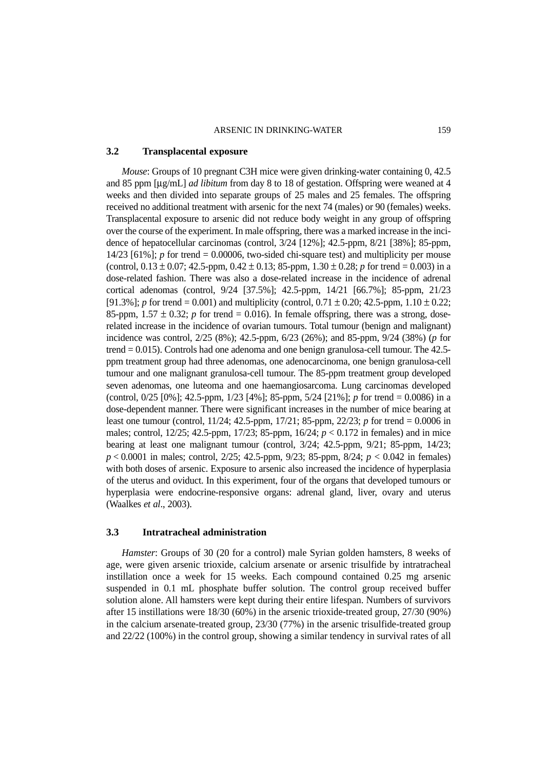### 3.2 Transplacental exposure

*Mouse*: Groups of 10 pregnant C3H mice were given drinking-water containing 0, 42.5 and 85 ppm [µg/mL] *ad libitum* from day 8 to 18 of gestation. Offspring were weaned at 4 weeks and then divided into separate groups of 25 males and 25 females. The offspring received no additional treatment with arsenic for the next 74 (males) or 90 (females) weeks. Transplacental exposure to arsenic did not reduce body weight in any group of offspring over the course of the experiment. In male offspring, there was a marked increase in the incidence of hepatocellular carcinomas (control, 3/24 [12%]; 42.5-ppm, 8/21 [38%]; 85-ppm, 14/23 [61%]; $p$ for trend = 0.00006, two-sided chi-square test) and multiplicity per mouse (control, $0.13 \pm 0.07$; 42.5-ppm, $0.42 \pm 0.13$; 85-ppm, $1.30 \pm 0.28$; $p$ for trend = 0.003) in a dose-related fashion. There was also a dose-related increase in the incidence of adrenal cortical adenomas (control, 9/24 [37.5%]; 42.5-ppm, 14/21 [66.7%]; 85-ppm, 21/23 [91.3%]; $p$ for trend = 0.001) and multiplicity (control, $0.71 \pm 0.20$; 42.5-ppm, $1.10 \pm 0.22$; 85-ppm, $1.57 \pm 0.32$; $p$ for trend = 0.016). In female offspring, there was a strong, dose-related increase in the incidence of ovarian tumours. Total tumour (benign and malignant) incidence was control, 2/25 (8%); 42.5-ppm, 6/23 (26%); and 85-ppm, 9/24 (38%) ($p$ for trend = 0.015). Controls had one adenoma and one benign granulosa-cell tumour. The 42.5-ppm treatment group had three adenomas, one adenocarcinoma, one benign granulosa-cell tumour and one malignant granulosa-cell tumour. The 85-ppm treatment group developed seven adenomas, one luteoma and one haemangiosarcoma. Lung carcinomas developed (control, 0/25 [0%]; 42.5-ppm, 1/23 [4%]; 85-ppm, 5/24 [21%]; $p$ for trend = 0.0086) in a dose-dependent manner. There were significant increases in the number of mice bearing at least one tumour (control, 11/24; 42.5-ppm, 17/21; 85-ppm, 22/23; $p$ for trend = 0.0006 in males; control, 12/25; 42.5-ppm, 17/23; 85-ppm, 16/24; $p < 0.172$ in females) and in mice bearing at least one malignant tumour (control, 3/24; 42.5-ppm, 9/21; 85-ppm, 14/23; $p < 0.0001$ in males; control, 2/25; 42.5-ppm, 9/23; 85-ppm, 8/24; $p < 0.042$ in females) with both doses of arsenic. Exposure to arsenic also increased the incidence of hyperplasia of the uterus and oviduct. In this experiment, four of the organs that developed tumours or hyperplasia were endocrine-responsive organs: adrenal gland, liver, ovary and uterus (Waalkes *et al*., 2003).

### 3.3 Intratracheal administration

*Hamster*: Groups of 30 (20 for a control) male Syrian golden hamsters, 8 weeks of age, were given arsenic trioxide, calcium arsenate or arsenic trisulfide by intratracheal instillation once a week for 15 weeks. Each compound contained 0.25 mg arsenic suspended in 0.1 mL phosphate buffer solution. The control group received buffer solution alone. All hamsters were kept during their entire lifespan. Numbers of survivors after 15 instillations were 18/30 (60%) in the arsenic trioxide-treated group, 27/30 (90%) in the calcium arsenate-treated group, 23/30 (77%) in the arsenic trisulfide-treated group and 22/22 (100%) in the control group, showing a similar tendency in survival rates of all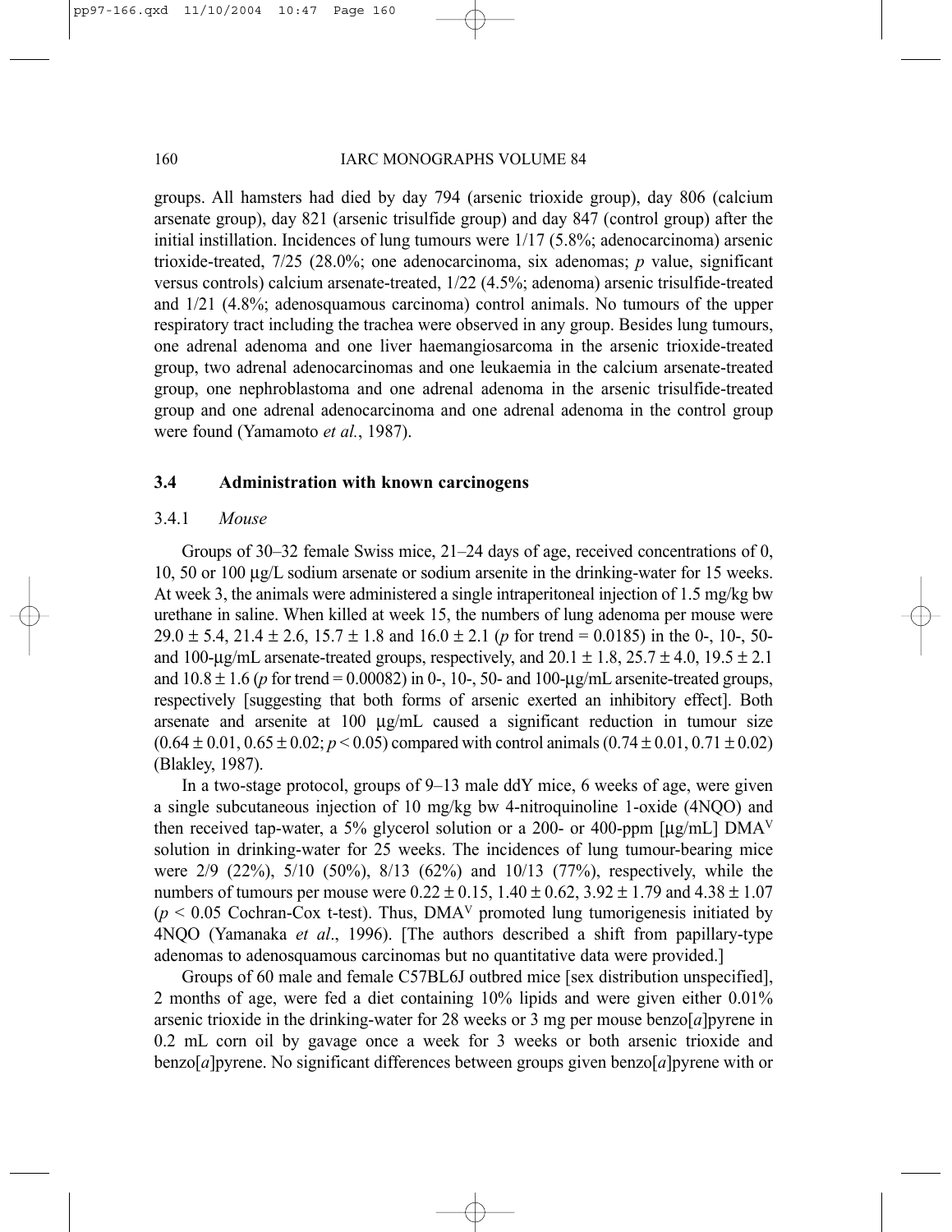groups. All hamsters had died by day 794 (arsenic trioxide group), day 806 (calcium arsenate group), day 821 (arsenic trisulfide group) and day 847 (control group) after the initial instillation. Incidences of lung tumours were 1/17 (5.8%; adenocarcinoma) arsenic trioxide-treated, 7/25 (28.0%; one adenocarcinoma, six adenomas; *p* value, significant versus controls) calcium arsenate-treated, 1/22 (4.5%; adenoma) arsenic trisulfide-treated and 1/21 (4.8%; adenosquamous carcinoma) control animals. No tumours of the upper respiratory tract including the trachea were observed in any group. Besides lung tumours, one adrenal adenoma and one liver haemangiosarcoma in the arsenic trioxide-treated group, two adrenal adenocarcinomas and one leukaemia in the calcium arsenate-treated group, one nephroblastoma and one adrenal adenoma in the arsenic trisulfide-treated group and one adrenal adenocarcinoma and one adrenal adenoma in the control group were found (Yamamoto *et al.*, 1987).

### 3.4 Administration with known carcinogens

#### 3.4.1 *Mouse*

Groups of 30–32 female Swiss mice, 21–24 days of age, received concentrations of 0, 10, 50 or 100 μg/L sodium arsenate or sodium arsenite in the drinking-water for 15 weeks. At week 3, the animals were administered a single intraperitoneal injection of 1.5 mg/kg bw urethane in saline. When killed at week 15, the numbers of lung adenoma per mouse were $29.0 \pm 5.4$, $21.4 \pm 2.6$, $15.7 \pm 1.8$ and $16.0 \pm 2.1$ ($p$ for trend = 0.0185) in the 0-, 10-, 50- and 100-μg/mL arsenate-treated groups, respectively, and $20.1 \pm 1.8$, $25.7 \pm 4.0$, $19.5 \pm 2.1$ and $10.8 \pm 1.6$ ($p$ for trend = 0.00082) in 0-, 10-, 50- and 100-μg/mL arsenite-treated groups, respectively [suggesting that both forms of arsenic exerted an inhibitory effect]. Both arsenate and arsenite at 100 μg/mL caused a significant reduction in tumour size ($0.64 \pm 0.01$, $0.65 \pm 0.02$; $p < 0.05$) compared with control animals ($0.74 \pm 0.01$, $0.71 \pm 0.02$) (Blakley, 1987).

In a two-stage protocol, groups of 9–13 male ddY mice, 6 weeks of age, were given a single subcutaneous injection of 10 mg/kg bw 4-nitroquinoline 1-oxide (4NQO) and then received tap-water, a 5% glycerol solution or a 200- or 400-ppm [μg/mL] $DMA^V$ solution in drinking-water for 25 weeks. The incidences of lung tumour-bearing mice were 2/9 (22%), 5/10 (50%), 8/13 (62%) and 10/13 (77%), respectively, while the numbers of tumours per mouse were $0.22 \pm 0.15$, $1.40 \pm 0.62$, $3.92 \pm 1.79$ and $4.38 \pm 1.07$ ($p < 0.05$ Cochran-Cox t-test). Thus, $DMA^V$ promoted lung tumorigenesis initiated by 4NQO (Yamanaka *et al*., 1996). [The authors described a shift from papillary-type adenomas to adenosquamous carcinomas but no quantitative data were provided.]

Groups of 60 male and female C57BL6J outbred mice [sex distribution unspecified], 2 months of age, were fed a diet containing 10% lipids and were given either 0.01% arsenic trioxide in the drinking-water for 28 weeks or 3 mg per mouse benzo[*a*]pyrene in 0.2 mL corn oil by gavage once a week for 3 weeks or both arsenic trioxide and benzo[*a*]pyrene. No significant differences between groups given benzo[*a*]pyrene with or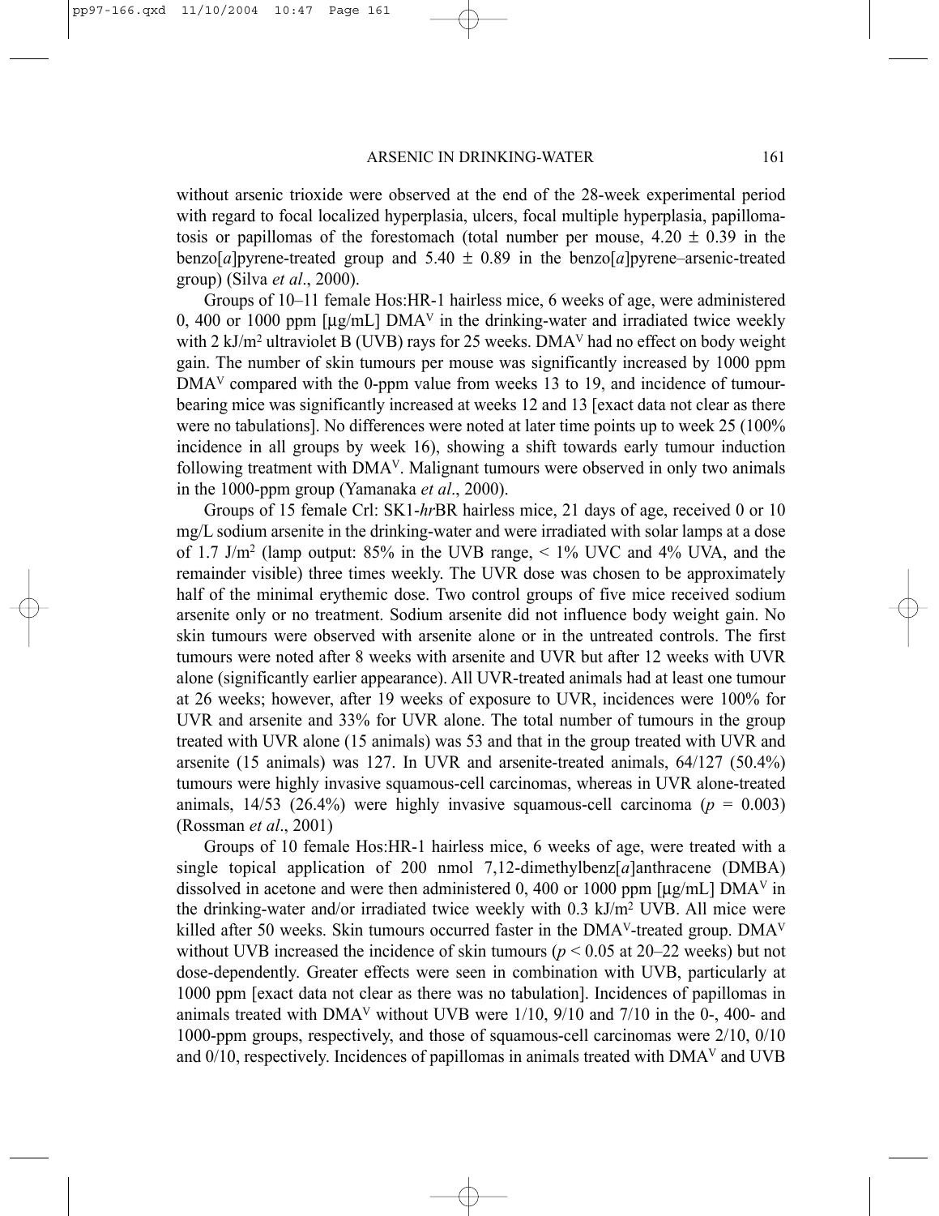without arsenic trioxide were observed at the end of the 28-week experimental period with regard to focal localized hyperplasia, ulcers, focal multiple hyperplasia, papillomatosis or papillomas of the forestomach (total number per mouse, $4.20 \pm 0.39$ in the benzo[*a*]pyrene-treated group and $5.40 \pm 0.89$ in the benzo[*a*]pyrene–arsenic-treated group) (Silva *et al*., 2000).

Groups of 10–11 female Hos:HR-1 hairless mice, 6 weeks of age, were administered 0, 400 or 1000 ppm [µg/mL] $DMA^V$ in the drinking-water and irradiated twice weekly with 2 kJ/$m^2$ ultraviolet B (UVB) rays for 25 weeks. $DMA^V$ had no effect on body weight gain. The number of skin tumours per mouse was significantly increased by 1000 ppm $DMA^V$ compared with the 0-ppm value from weeks 13 to 19, and incidence of tumour-bearing mice was significantly increased at weeks 12 and 13 [exact data not clear as there were no tabulations]. No differences were noted at later time points up to week 25 (100% incidence in all groups by week 16), showing a shift towards early tumour induction following treatment with $DMA^V$. Malignant tumours were observed in only two animals in the 1000-ppm group (Yamanaka *et al*., 2000).

Groups of 15 female Crl: SK1-*hr*BR hairless mice, 21 days of age, received 0 or 10 mg/L sodium arsenite in the drinking-water and were irradiated with solar lamps at a dose of 1.7 J/$m^2$ (lamp output: 85% in the UVB range, < 1% UVC and 4% UVA, and the remainder visible) three times weekly. The UVR dose was chosen to be approximately half of the minimal erythemic dose. Two control groups of five mice received sodium arsenite only or no treatment. Sodium arsenite did not influence body weight gain. No skin tumours were observed with arsenite alone or in the untreated controls. The first tumours were noted after 8 weeks with arsenite and UVR but after 12 weeks with UVR alone (significantly earlier appearance). All UVR-treated animals had at least one tumour at 26 weeks; however, after 19 weeks of exposure to UVR, incidences were 100% for UVR and arsenite and 33% for UVR alone. The total number of tumours in the group treated with UVR alone (15 animals) was 53 and that in the group treated with UVR and arsenite (15 animals) was 127. In UVR and arsenite-treated animals, 64/127 (50.4%) tumours were highly invasive squamous-cell carcinomas, whereas in UVR alone-treated animals, 14/53 (26.4%) were highly invasive squamous-cell carcinoma ($p = 0.003$) (Rossman *et al*., 2001)

Groups of 10 female Hos:HR-1 hairless mice, 6 weeks of age, were treated with a single topical application of 200 nmol 7,12-dimethylbenz[*a*]anthracene (DMBA) dissolved in acetone and were then administered 0, 400 or 1000 ppm [µg/mL] $DMA^V$ in the drinking-water and/or irradiated twice weekly with 0.3 kJ/$m^2$ UVB. All mice were killed after 50 weeks. Skin tumours occurred faster in the $DMA^V$-treated group. $DMA^V$ without UVB increased the incidence of skin tumours ($p < 0.05$ at 20–22 weeks) but not dose-dependently. Greater effects were seen in combination with UVB, particularly at 1000 ppm [exact data not clear as there was no tabulation]. Incidences of papillomas in animals treated with $DMA^V$ without UVB were 1/10, 9/10 and 7/10 in the 0-, 400- and 1000-ppm groups, respectively, and those of squamous-cell carcinomas were 2/10, 0/10 and 0/10, respectively. Incidences of papillomas in animals treated with $DMA^V$ and UVB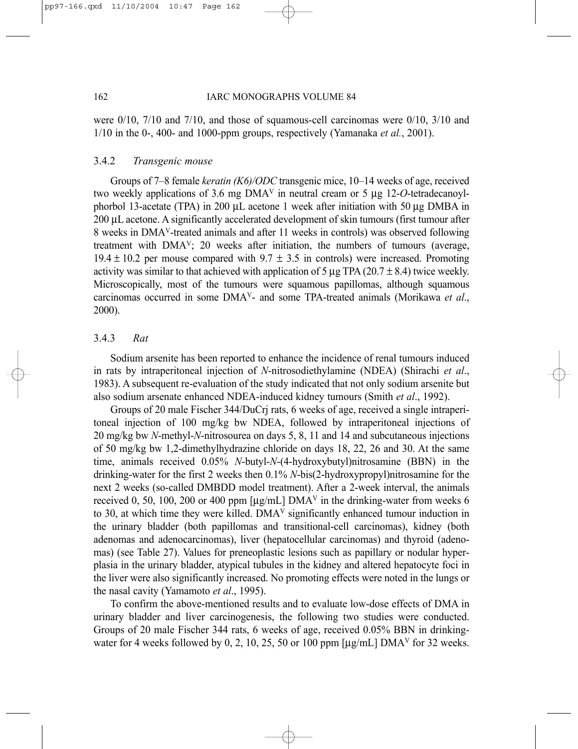were 0/10, 7/10 and 7/10, and those of squamous-cell carcinomas were 0/10, 3/10 and 1/10 in the 0-, 400- and 1000-ppm groups, respectively (Yamanaka *et al.*, 2001).

### 3.4.2 *Transgenic mouse*

Groups of 7–8 female *keratin (K6)/ODC* transgenic mice, 10–14 weeks of age, received two weekly applications of 3.6 mg $DMA^V$ in neutral cream or 5 μg 12-*O*-tetradecanoylphorbol 13-acetate (TPA) in 200 μL acetone 1 week after initiation with 50 μg DMBA in 200 μL acetone. A significantly accelerated development of skin tumours (first tumour after 8 weeks in $DMA^V$-treated animals and after 11 weeks in controls) was observed following treatment with $DMA^V$; 20 weeks after initiation, the numbers of tumours (average, $19.4 \pm 10.2$ per mouse compared with $9.7 \pm 3.5$ in controls) were increased. Promoting activity was similar to that achieved with application of 5 μg TPA ($20.7 \pm 8.4$) twice weekly. Microscopically, most of the tumours were squamous papillomas, although squamous carcinomas occurred in some $DMA^V$- and some TPA-treated animals (Morikawa *et al*., 2000).

### 3.4.3 *Rat*

Sodium arsenite has been reported to enhance the incidence of renal tumours induced in rats by intraperitoneal injection of *N*-nitrosodiethylamine (NDEA) (Shirachi *et al*., 1983). A subsequent re-evaluation of the study indicated that not only sodium arsenite but also sodium arsenate enhanced NDEA-induced kidney tumours (Smith *et al*., 1992).

Groups of 20 male Fischer 344/DuCrj rats, 6 weeks of age, received a single intraperitoneal injection of 100 mg/kg bw NDEA, followed by intraperitoneal injections of 20 mg/kg bw *N*-methyl-*N*-nitrosourea on days 5, 8, 11 and 14 and subcutaneous injections of 50 mg/kg bw 1,2-dimethylhydrazine chloride on days 18, 22, 26 and 30. At the same time, animals received 0.05% *N*-butyl-*N*-(4-hydroxybutyl)nitrosamine (BBN) in the drinking-water for the first 2 weeks then 0.1% *N*-bis(2-hydroxypropyl)nitrosamine for the next 2 weeks (so-called DMBDD model treatment). After a 2-week interval, the animals received 0, 50, 100, 200 or 400 ppm [μg/mL] $DMA^V$ in the drinking-water from weeks 6 to 30, at which time they were killed. $DMA^V$ significantly enhanced tumour induction in the urinary bladder (both papillomas and transitional-cell carcinomas), kidney (both adenomas and adenocarcinomas), liver (hepatocellular carcinomas) and thyroid (adenomas) (see Table 27). Values for preneoplastic lesions such as papillary or nodular hyperplasia in the urinary bladder, atypical tubules in the kidney and altered hepatocyte foci in the liver were also significantly increased. No promoting effects were noted in the lungs or the nasal cavity (Yamamoto *et al*., 1995).

To confirm the above-mentioned results and to evaluate low-dose effects of DMA in urinary bladder and liver carcinogenesis, the following two studies were conducted. Groups of 20 male Fischer 344 rats, 6 weeks of age, received 0.05% BBN in drinking-water for 4 weeks followed by 0, 2, 10, 25, 50 or 100 ppm [μg/mL] $DMA^V$ for 32 weeks.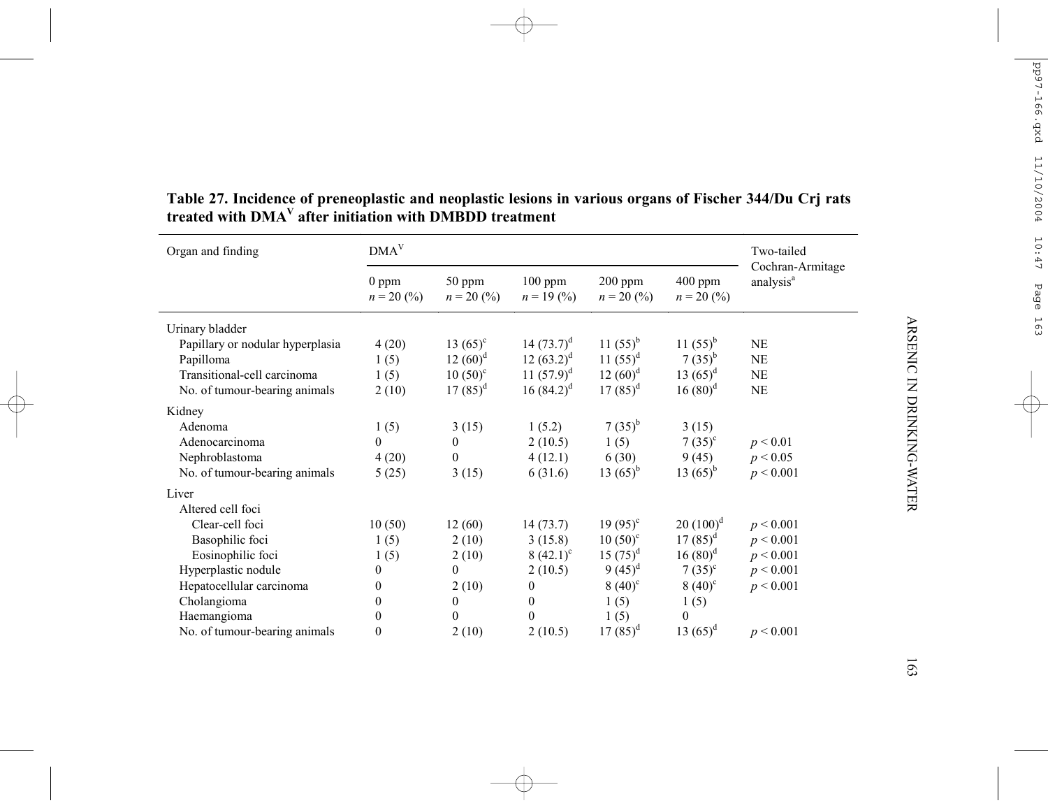**Table 27. Incidence of preneoplastic and neoplastic lesions in various organs of Fischer 344/Du Crj rats treated with DMA[V] after initiation with DMBDD treatment**

| Organ and finding | DMA[V] | | | | | Two-tailed Cochran-Armitage analysis[a] |
|---|---|---|---|---|---|---|
| | 0 ppm $n = 20$ (%) | 50 ppm $n = 20$ (%) | 100 ppm $n = 19$ (%) | 200 ppm $n = 20$ (%) | 400 ppm $n = 20$ (%) | |
| Urinary bladder | | | | | | |
| Papillary or nodular hyperplasia | 4 (20) | 13 (65)[c] | 14 (73.7)[d] | 11 (55)[b] | 11 (55)[b] | NE |
| Papilloma | 1 (5) | 12 (60)[d] | 12 (63.2)[d] | 11 (55)[d] | 7 (35)[b] | NE |
| Transitional-cell carcinoma | 1 (5) | 10 (50)[c] | 11 (57.9)[d] | 12 (60)[d] | 13 (65)[d] | NE |
| No. of tumour-bearing animals | 2 (10) | 17 (85)[d] | 16 (84.2)[d] | 17 (85)[d] | 16 (80)[d] | NE |
| Kidney | | | | | | |
| Adenoma | 1 (5) | 3 (15) | 1 (5.2) | 7 (35)[b] | 3 (15) | |
| Adenocarcinoma | 0 | 0 | 2 (10.5) | 1 (5) | 7 (35)[c] | $p < 0.01$ |
| Nephroblastoma | 4 (20) | 0 | 4 (12.1) | 6 (30) | 9 (45) | $p < 0.05$ |
| No. of tumour-bearing animals | 5 (25) | 3 (15) | 6 (31.6) | 13 (65)[b] | 13 (65)[b] | $p < 0.001$ |
| Liver | | | | | | |
| Altered cell foci | | | | | | |
| Clear-cell foci | 10 (50) | 12 (60) | 14 (73.7) | 19 (95)[c] | 20 (100)[d] | $p < 0.001$ |
| Basophilic foci | 1 (5) | 2 (10) | 3 (15.8) | 10 (50)[c] | 17 (85)[d] | $p < 0.001$ |
| Eosinophilic foci | 1 (5) | 2 (10) | 8 (42.1)[c] | 15 (75)[d] | 16 (80)[d] | $p < 0.001$ |
| Hyperplastic nodule | 0 | 0 | 2 (10.5) | 9 (45)[d] | 7 (35)[c] | $p < 0.001$ |
| Hepatocellular carcinoma | 0 | 2 (10) | 0 | 8 (40)[c] | 8 (40)[c] | $p < 0.001$ |
| Cholangioma | 0 | 0 | 0 | 1 (5) | 1 (5) | |
| Haemangioma | 0 | 0 | 0 | 1 (5) | 0 | |
| No. of tumour-bearing animals | 0 | 2 (10) | 2 (10.5) | 17 (85)[d] | 13 (65)[d] | $p < 0.001$ |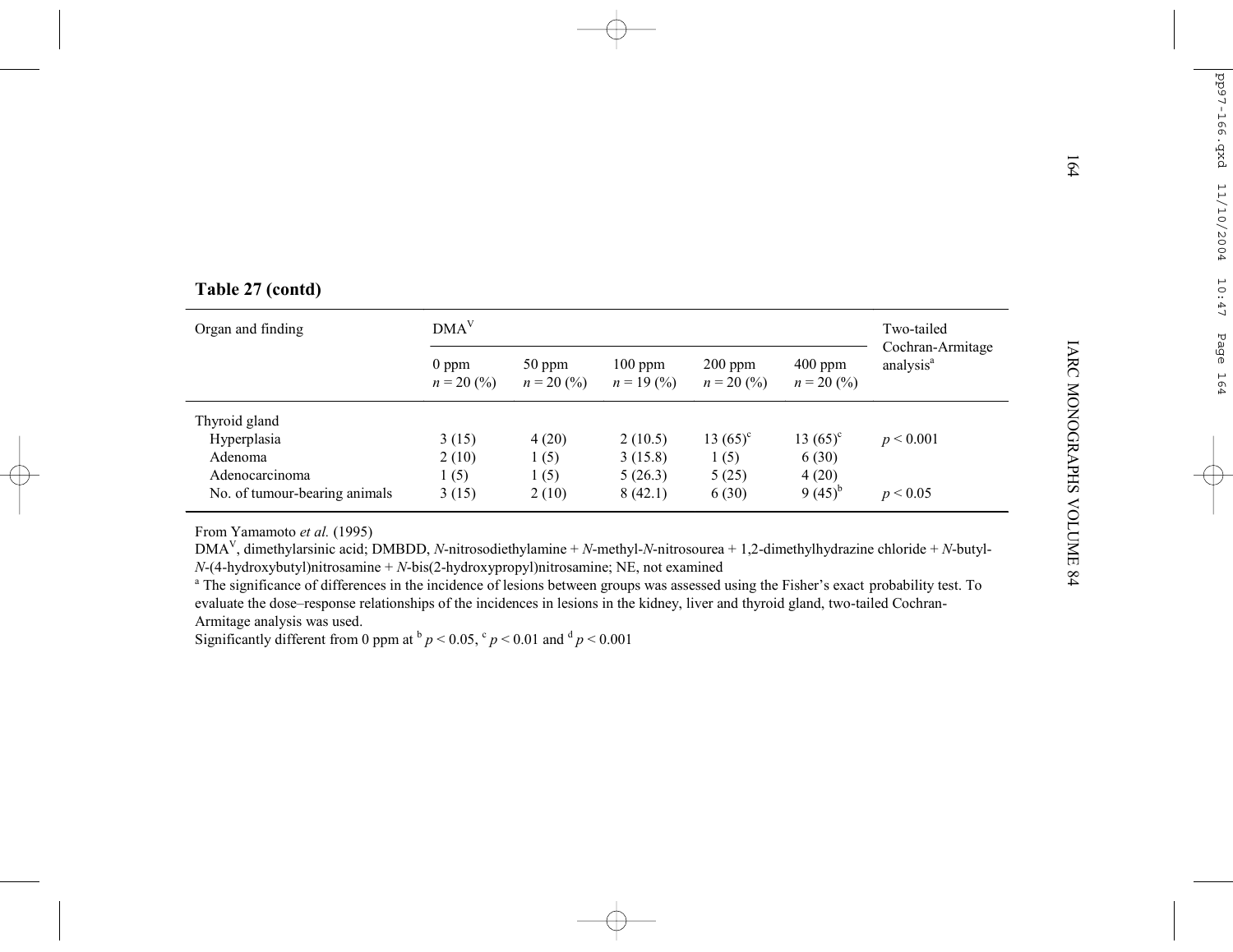**Table 27 (contd)**

| Organ and finding | DMA$^{V}$ | | | | | Two-tailed Cochran-Armitage analysis[a] |
|---|---|---|---|---|---|---|
| | 0 ppm $n = 20$ (%) | 50 ppm $n = 20$ (%) | 100 ppm $n = 19$ (%) | 200 ppm $n = 20$ (%) | 400 ppm $n = 20$ (%) | |
| Thyroid gland | | | | | | |
| Hyperplasia | 3 (15) | 4 (20) | 2 (10.5) | 13 (65)[c] | 13 (65)[c] | $p < 0.001$ |
| Adenoma | 2 (10) | 1 (5) | 3 (15.8) | 1 (5) | 6 (30) | |
| Adenocarcinoma | 1 (5) | 1 (5) | 5 (26.3) | 5 (25) | 4 (20) | |
| No. of tumour-bearing animals | 3 (15) | 2 (10) | 8 (42.1) | 6 (30) | 9 (45)[b] | $p < 0.05$ |

From Yamamoto *et al.* (1995)

DMA$^{V}$, dimethylarsinic acid; DMBDD, *N*-nitrosodiethylamine + *N*-methyl-*N*-nitrosourea + 1,2-dimethylhydrazine chloride + *N*-butyl-*N*-(4-hydroxybutyl)nitrosamine + *N*-bis(2-hydroxypropyl)nitrosamine; NE, not examined

[a] The significance of differences in the incidence of lesions between groups was assessed using the Fisher's exact probability test. To evaluate the dose–response relationships of the incidences in lesions in the kidney, liver and thyroid gland, two-tailed Cochran-Armitage analysis was used.

Significantly different from 0 ppm at [b] $p < 0.05$, [c] $p < 0.01$ and [d] $p < 0.001$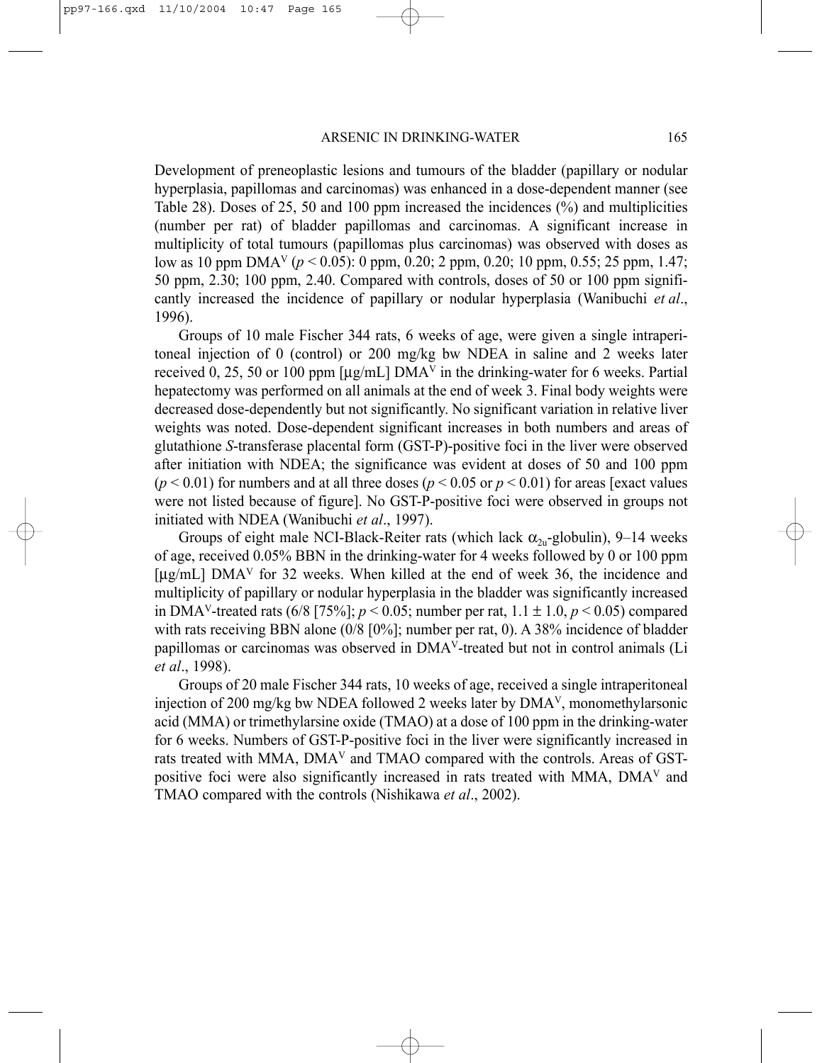Development of preneoplastic lesions and tumours of the bladder (papillary or nodular hyperplasia, papillomas and carcinomas) was enhanced in a dose-dependent manner (see Table 28). Doses of 25, 50 and 100 ppm increased the incidences (%) and multiplicities (number per rat) of bladder papillomas and carcinomas. A significant increase in multiplicity of total tumours (papillomas plus carcinomas) was observed with doses as low as 10 ppm $DMA^V$ ($p < 0.05$): 0 ppm, 0.20; 2 ppm, 0.20; 10 ppm, 0.55; 25 ppm, 1.47; 50 ppm, 2.30; 100 ppm, 2.40. Compared with controls, doses of 50 or 100 ppm significantly increased the incidence of papillary or nodular hyperplasia (Wanibuchi *et al*., 1996).

Groups of 10 male Fischer 344 rats, 6 weeks of age, were given a single intraperitoneal injection of 0 (control) or 200 mg/kg bw NDEA in saline and 2 weeks later received 0, 25, 50 or 100 ppm [μg/mL] $DMA^V$ in the drinking-water for 6 weeks. Partial hepatectomy was performed on all animals at the end of week 3. Final body weights were decreased dose-dependently but not significantly. No significant variation in relative liver weights was noted. Dose-dependent significant increases in both numbers and areas of glutathione *S*-transferase placental form (GST-P)-positive foci in the liver were observed after initiation with NDEA; the significance was evident at doses of 50 and 100 ppm ($p < 0.01$) for numbers and at all three doses ($p < 0.05$ or $p < 0.01$) for areas [exact values were not listed because of figure]. No GST-P-positive foci were observed in groups not initiated with NDEA (Wanibuchi *et al*., 1997).

Groups of eight male NCI-Black-Reiter rats (which lack $\alpha_{2u}$-globulin), 9–14 weeks of age, received 0.05% BBN in the drinking-water for 4 weeks followed by 0 or 100 ppm [μg/mL] $DMA^V$ for 32 weeks. When killed at the end of week 36, the incidence and multiplicity of papillary or nodular hyperplasia in the bladder was significantly increased in $DMA^V$-treated rats (6/8 [75%]; $p < 0.05$; number per rat, $1.1 \pm 1.0$, $p < 0.05$) compared with rats receiving BBN alone (0/8 [0%]; number per rat, 0). A 38% incidence of bladder papillomas or carcinomas was observed in $DMA^V$-treated but not in control animals (Li *et al*., 1998).

Groups of 20 male Fischer 344 rats, 10 weeks of age, received a single intraperitoneal injection of 200 mg/kg bw NDEA followed 2 weeks later by $DMA^V$, monomethylarsonic acid (MMA) or trimethylarsine oxide (TMAO) at a dose of 100 ppm in the drinking-water for 6 weeks. Numbers of GST-P-positive foci in the liver were significantly increased in rats treated with MMA, $DMA^V$ and TMAO compared with the controls. Areas of GST-positive foci were also significantly increased in rats treated with MMA, $DMA^V$ and TMAO compared with the controls (Nishikawa *et al*., 2002).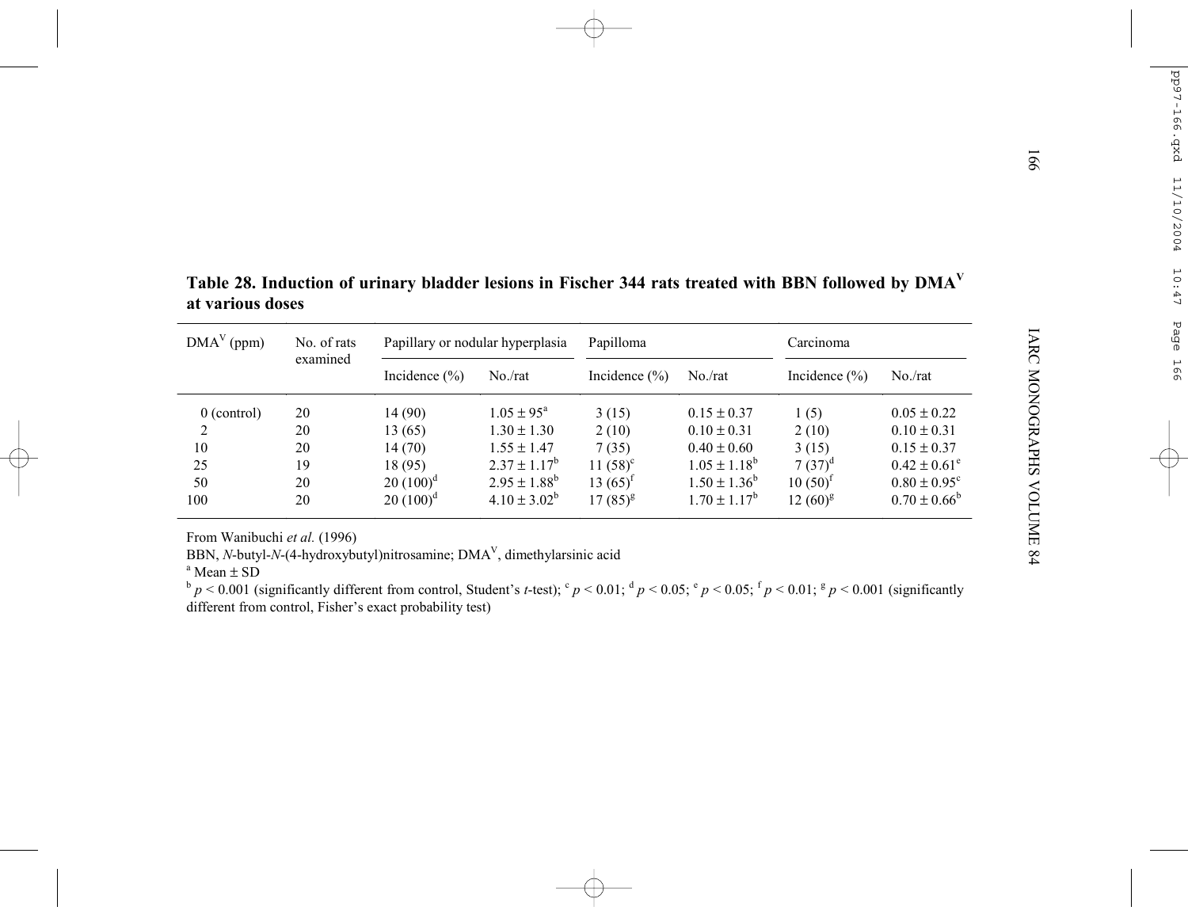**Table 28. Induction of urinary bladder lesions in Fischer 344 rats treated with BBN followed by $DMA^V$ at various doses**

| $DMA^V$ (ppm) | No. of rats examined | Papillary or nodular hyperplasia | | Papilloma | | Carcinoma | |
|---|---|---|---|---|---|---|---|
| | | Incidence (%) | No./rat | Incidence (%) | No./rat | Incidence (%) | No./rat |
| 0 (control) | 20 | 14 (90) | $1.05 \pm 95^a$ | 3 (15) | $0.15 \pm 0.37$ | 1 (5) | $0.05 \pm 0.22$ |
| 2 | 20 | 13 (65) | $1.30 \pm 1.30$ | 2 (10) | $0.10 \pm 0.31$ | 2 (10) | $0.10 \pm 0.31$ |
| 10 | 20 | 14 (70) | $1.55 \pm 1.47$ | 7 (35) | $0.40 \pm 0.60$ | 3 (15) | $0.15 \pm 0.37$ |
| 25 | 19 | 18 (95) | $2.37 \pm 1.17^b$ | $11 (58)^c$ | $1.05 \pm 1.18^b$ | $7 (37)^d$ | $0.42 \pm 0.61^e$ |
| 50 | 20 | $20 (100)^d$ | $2.95 \pm 1.88^b$ | $13 (65)^f$ | $1.50 \pm 1.36^b$ | $10 (50)^f$ | $0.80 \pm 0.95^c$ |
| 100 | 20 | $20 (100)^d$ | $4.10 \pm 3.02^b$ | $17 (85)^g$ | $1.70 \pm 1.17^b$ | $12 (60)^g$ | $0.70 \pm 0.66^b$ |

From Wanibuchi *et al.* (1996)

BBN, *N*-butyl-*N*-(4-hydroxybutyl)nitrosamine; $DMA^V$, dimethylarsinic acid

[a] Mean ± SD

[b] $p < 0.001$ (significantly different from control, Student's *t*-test); [c] $p < 0.01$; [d] $p < 0.05$; [e] $p < 0.05$; [f] $p < 0.01$; [g] $p < 0.001$ (significantly different from control, Fisher's exact probability test)